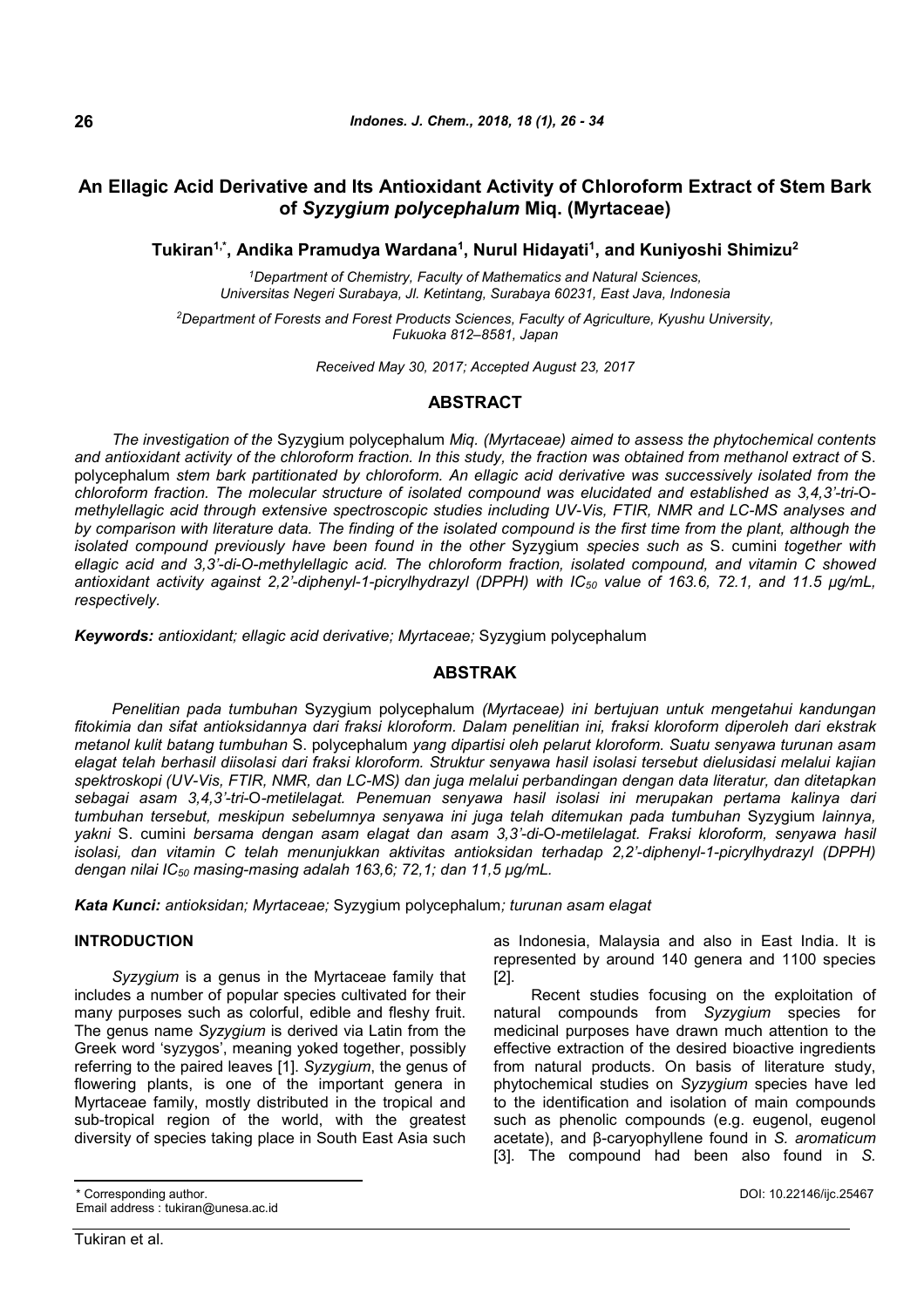# An Ellagic Acid Derivative and Its Antioxidant Activity of Chloroform Extract of Stem Bark of *Syzygium polycephalum* Miq. (Myrtaceae)

**Tukiran[1,*], Andika Pramudya Wardana[1], Nurul Hidayati[1], and Kuniyoshi Shimizu[2]**

[1]*Department of Chemistry, Faculty of Mathematics and Natural Sciences, Universitas Negeri Surabaya, Jl. Ketintang, Surabaya 60231, East Java, Indonesia*

[2]*Department of Forests and Forest Products Sciences, Faculty of Agriculture, Kyushu University, Fukuoka 812–8581, Japan*

*Received May 30, 2017; Accepted August 23, 2017*

## ABSTRACT

*The investigation of the* Syzygium polycephalum *Miq. (Myrtaceae) aimed to assess the phytochemical contents and antioxidant activity of the chloroform fraction. In this study, the fraction was obtained from methanol extract of* S. polycephalum *stem bark partitionated by chloroform. An ellagic acid derivative was successively isolated from the chloroform fraction. The molecular structure of isolated compound was elucidated and established as 3,4,3'-tri-*O*-methylellagic acid through extensive spectroscopic studies including UV-Vis, FTIR, NMR and LC-MS analyses and by comparison with literature data. The finding of the isolated compound is the first time from the plant, although the isolated compound previously have been found in the other* Syzygium *species such as* S. cumini *together with ellagic acid and 3,3'-di-*O*-methylellagic acid. The chloroform fraction, isolated compound, and vitamin C showed antioxidant activity against 2,2'-diphenyl-1-picrylhydrazyl (DPPH) with $IC_{50}$ value of 163.6, 72.1, and 11.5 µg/mL, respectively.*

***Keywords:*** *antioxidant; ellagic acid derivative; Myrtaceae;* Syzygium polycephalum

## ABSTRAK

*Penelitian pada tumbuhan* Syzygium polycephalum *(Myrtaceae) ini bertujuan untuk mengetahui kandungan fitokimia dan sifat antioksidannya dari fraksi kloroform. Dalam penelitian ini, fraksi kloroform diperoleh dari ekstrak metanol kulit batang tumbuhan* S. polycephalum *yang dipartisi oleh pelarut kloroform. Suatu senyawa turunan asam elagat telah berhasil diisolasi dari fraksi kloroform. Struktur senyawa hasil isolasi tersebut dielusidasi melalui kajian spektroskopi (UV-Vis, FTIR, NMR, dan LC-MS) dan juga melalui perbandingan dengan data literatur, dan ditetapkan sebagai asam 3,4,3'-tri-*O*-metilelagat. Penemuan senyawa hasil isolasi ini merupakan pertama kalinya dari tumbuhan tersebut, meskipun sebelumnya senyawa ini juga telah ditemukan pada tumbuhan* Syzygium *lainnya, yakni* S. cumini *bersama dengan asam elagat dan asam 3,3'-di-*O*-metilelagat. Fraksi kloroform, senyawa hasil isolasi, dan vitamin C telah menunjukkan aktivitas antioksidan terhadap 2,2'-diphenyl-1-picrylhydrazyl (DPPH) dengan nilai $IC_{50}$ masing-masing adalah 163,6; 72,1; dan 11,5 µg/mL.*

***Kata Kunci:*** *antioksidan; Myrtaceae;* Syzygium polycephalum*; turunan asam elagat*

## INTRODUCTION

*Syzygium* is a genus in the Myrtaceae family that includes a number of popular species cultivated for their many purposes such as colorful, edible and fleshy fruit. The genus name *Syzygium* is derived via Latin from the Greek word 'syzygos', meaning yoked together, possibly referring to the paired leaves [1]. *Syzygium*, the genus of flowering plants, is one of the important genera in Myrtaceae family, mostly distributed in the tropical and sub-tropical region of the world, with the greatest diversity of species taking place in South East Asia such as Indonesia, Malaysia and also in East India. It is represented by around 140 genera and 1100 species [2].

Recent studies focusing on the exploitation of natural compounds from *Syzygium* species for medicinal purposes have drawn much attention to the effective extraction of the desired bioactive ingredients from natural products. On basis of literature study, phytochemical studies on *Syzygium* species have led to the identification and isolation of main compounds such as phenolic compounds (e.g. eugenol, eugenol acetate), and β-caryophyllene found in *S. aromaticum* [3]. The compound had been also found in *S.*

\* Corresponding author.
Email address : tukiran@unesa.ac.id

DOI: 10.22146/ijc.25467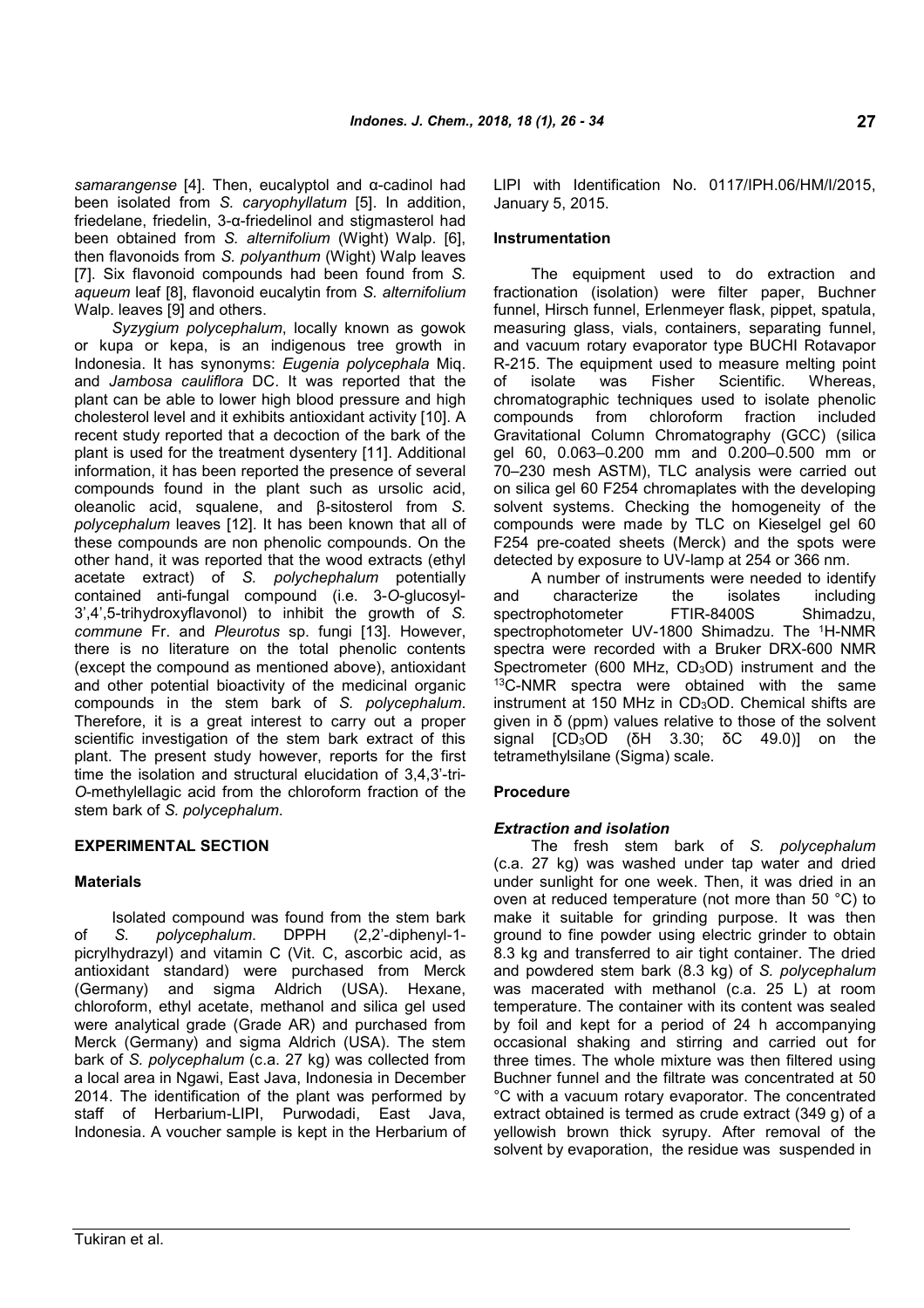*samarangense* [4]. Then, eucalyptol and α-cadinol had been isolated from *S. caryophyllatum* [5]. In addition, friedelane, friedelin, 3-α-friedelinol and stigmasterol had been obtained from *S. alternifolium* (Wight) Walp. [6], then flavonoids from *S. polyanthum* (Wight) Walp leaves [7]. Six flavonoid compounds had been found from *S. aqueum* leaf [8], flavonoid eucalytin from *S. alternifolium* Walp. leaves [9] and others.

*Syzygium polycephalum*, locally known as gowok or kupa or kepa, is an indigenous tree growth in Indonesia. It has synonyms: *Eugenia polycephala* Miq. and *Jambosa cauliflora* DC. It was reported that the plant can be able to lower high blood pressure and high cholesterol level and it exhibits antioxidant activity [10]. A recent study reported that a decoction of the bark of the plant is used for the treatment dysentery [11]. Additional information, it has been reported the presence of several compounds found in the plant such as ursolic acid, oleanolic acid, squalene, and β-sitosterol from *S. polycephalum* leaves [12]. It has been known that all of these compounds are non phenolic compounds. On the other hand, it was reported that the wood extracts (ethyl acetate extract) of *S. polychephalum* potentially contained anti-fungal compound (i.e. 3-*O*-glucosyl-3',4',5-trihydroxyflavonol) to inhibit the growth of *S. commune* Fr. and *Pleurotus* sp. fungi [13]. However, there is no literature on the total phenolic contents (except the compound as mentioned above), antioxidant and other potential bioactivity of the medicinal organic compounds in the stem bark of *S. polycephalum*. Therefore, it is a great interest to carry out a proper scientific investigation of the stem bark extract of this plant. The present study however, reports for the first time the isolation and structural elucidation of 3,4,3'-tri-*O*-methylellagic acid from the chloroform fraction of the stem bark of *S. polycephalum*.

## EXPERIMENTAL SECTION

### Materials

Isolated compound was found from the stem bark of *S. polycephalum*. DPPH (2,2'-diphenyl-1-picrylhydrazyl) and vitamin C (Vit. C, ascorbic acid, as antioxidant standard) were purchased from Merck (Germany) and sigma Aldrich (USA). Hexane, chloroform, ethyl acetate, methanol and silica gel used were analytical grade (Grade AR) and purchased from Merck (Germany) and sigma Aldrich (USA). The stem bark of *S. polycephalum* (c.a. 27 kg) was collected from a local area in Ngawi, East Java, Indonesia in December 2014. The identification of the plant was performed by staff of Herbarium-LIPI, Purwodadi, East Java, Indonesia. A voucher sample is kept in the Herbarium of LIPI with Identification No. 0117/IPH.06/HM/I/2015, January 5, 2015.

### Instrumentation

The equipment used to do extraction and fractionation (isolation) were filter paper, Buchner funnel, Hirsch funnel, Erlenmeyer flask, pipet, spatula, measuring glass, vials, containers, separating funnel, and vacuum rotary evaporator type BUCHI Rotavapor R-215. The equipment used to measure melting point of isolate was Fisher Scientific. Whereas, chromatographic techniques used to isolate phenolic compounds from chloroform fraction included Gravitational Column Chromatography (GCC) (silica gel 60, 0.063–0.200 mm and 0.200–0.500 mm or 70–230 mesh ASTM), TLC analysis were carried out on silica gel 60 F254 chromaplates with the developing solvent systems. Checking the homogeneity of the compounds were made by TLC on Kieselgel gel 60 F254 pre-coated sheets (Merck) and the spots were detected by exposure to UV-lamp at 254 or 366 nm.

A number of instruments were needed to identify and characterize the isolates including spectrophotometer FTIR-8400S Shimadzu, spectrophotometer UV-1800 Shimadzu. The $^{1}$H-NMR spectra were recorded with a Bruker DRX-600 NMR Spectrometer (600 MHz, $CD_3OD$) instrument and the $^{13}$C-NMR spectra were obtained with the same instrument at 150 MHz in $CD_3OD$. Chemical shifts are given in δ (ppm) values relative to those of the solvent signal [$CD_3OD$ (δH 3.30; δC 49.0)] on the tetramethylsilane (Sigma) scale.

### Procedure

#### *Extraction and isolation*

The fresh stem bark of *S. polycephalum* (c.a. 27 kg) was washed under tap water and dried under sunlight for one week. Then, it was dried in an oven at reduced temperature (not more than 50 °C) to make it suitable for grinding purpose. It was then ground to fine powder using electric grinder to obtain 8.3 kg and transferred to air tight container. The dried and powdered stem bark (8.3 kg) of *S. polycephalum* was macerated with methanol (c.a. 25 L) at room temperature. The container with its content was sealed by foil and kept for a period of 24 h accompanying occasional shaking and stirring and carried out for three times. The whole mixture was then filtered using Buchner funnel and the filtrate was concentrated at 50 °C with a vacuum rotary evaporator. The concentrated extract obtained is termed as crude extract (349 g) of a yellowish brown thick syrupy. After removal of the solvent by evaporation, the residue was suspended in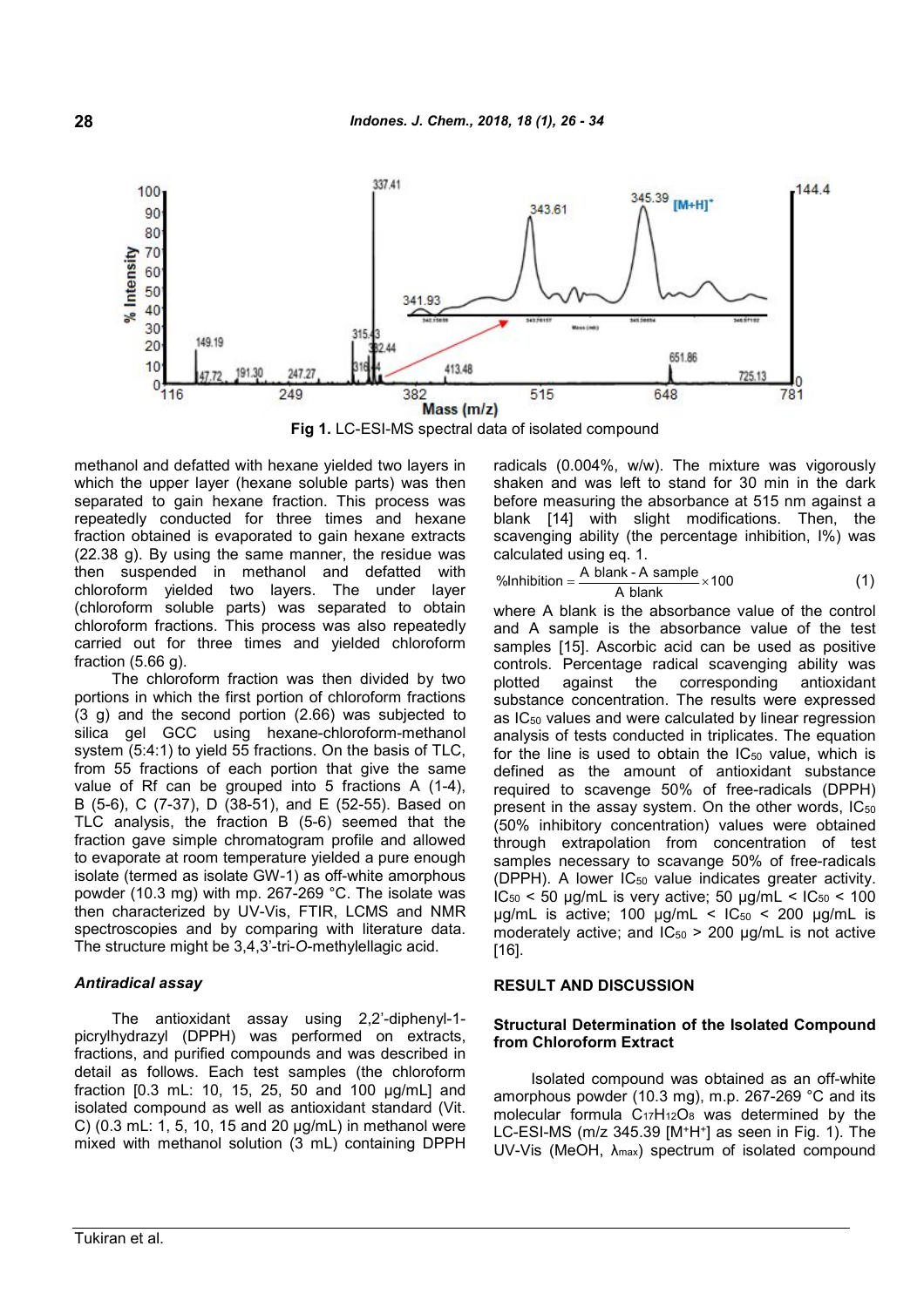Fig 1. LC-ESI-MS spectral data of isolated compound

methanol and defatted with hexane yielded two layers in which the upper layer (hexane soluble parts) was then separated to gain hexane fraction. This process was repeatedly conducted for three times and hexane fraction obtained is evaporated to gain hexane extracts (22.38 g). By using the same manner, the residue was then suspended in methanol and defatted with chloroform yielded two layers. The under layer (chloroform soluble parts) was separated to obtain chloroform fractions. This process was also repeatedly carried out for three times and yielded chloroform fraction (5.66 g).

The chloroform fraction was then divided by two portions in which the first portion of chloroform fractions (3 g) and the second portion (2.66) was subjected to silica gel GCC using hexane-chloroform-methanol system (5:4:1) to yield 55 fractions. On the basis of TLC, from 55 fractions of each portion that give the same value of Rf can be grouped into 5 fractions A (1-4), B (5-6), C (7-37), D (38-51), and E (52-55). Based on TLC analysis, the fraction B (5-6) seemed that the fraction gave simple chromatogram profile and allowed to evaporate at room temperature yielded a pure enough isolate (termed as isolate GW-1) as off-white amorphous powder (10.3 mg) with mp. 267-269 °C. The isolate was then characterized by UV-Vis, FTIR, LCMS and NMR spectroscopies and by comparing with literature data. The structure might be 3,4,3'-tri-*O*-methylellagic acid.

### *Antiradical assay*

The antioxidant assay using 2,2'-diphenyl-1-picrylhydrazyl (DPPH) was performed on extracts, fractions, and purified compounds and was described in detail as follows. Each test samples (the chloroform fraction [0.3 mL: 10, 15, 25, 50 and 100 μg/mL] and isolated compound as well as antioxidant standard (Vit. C) (0.3 mL: 1, 5, 10, 15 and 20 μg/mL) in methanol were mixed with methanol solution (3 mL) containing DPPH radicals (0.004%, w/w). The mixture was vigorously shaken and was left to stand for 30 min in the dark before measuring the absorbance at 515 nm against a blank [14] with slight modifications. Then, the scavenging ability (the percentage inhibition, I%) was calculated using eq. 1.

$$\%\text{Inhibition} = \frac{\text{A blank - A sample}}{\text{A blank}} \times 100 \quad (1)$$

where A blank is the absorbance value of the control and A sample is the absorbance value of the test samples [15]. Ascorbic acid can be used as positive controls. Percentage radical scavenging ability was plotted against the corresponding antioxidant substance concentration. The results were expressed as $IC_{50}$ values and were calculated by linear regression analysis of tests conducted in triplicates. The equation for the line is used to obtain the $IC_{50}$ value, which is defined as the amount of antioxidant substance required to scavenge 50% of free-radicals (DPPH) present in the assay system. On the other words, $IC_{50}$ (50% inhibitory concentration) values were obtained through extrapolation from concentration of test samples necessary to scavange 50% of free-radicals (DPPH). A lower $IC_{50}$ value indicates greater activity. $IC_{50}$ < 50 μg/mL is very active; 50 μg/mL < $IC_{50}$ < 100 μg/mL is active; 100 μg/mL < $IC_{50}$ < 200 μg/mL is moderately active; and $IC_{50}$ > 200 μg/mL is not active [16].

## RESULT AND DISCUSSION

### Structural Determination of the Isolated Compound from Chloroform Extract

Isolated compound was obtained as an off-white amorphous powder (10.3 mg), m.p. 267-269 °C and its molecular formula $C_{17}H_{12}O_8$ was determined by the LC-ESI-MS (m/z 345.39 $[M^{+}H^{+}]$ as seen in Fig. 1). The UV-Vis (MeOH, $\lambda_{max}$) spectrum of isolated compound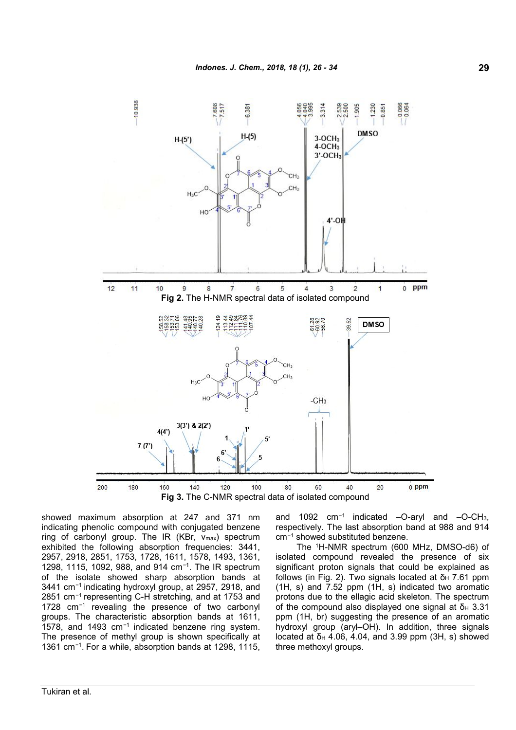**Fig 2.** The H-NMR spectral data of isolated compound

**Fig 3.** The C-NMR spectral data of isolated compound

showed maximum absorption at 247 and 371 nm indicating phenolic compound with conjugated benzene ring of carbonyl group. The IR (KBr, $v_{max}$) spectrum exhibited the following absorption frequencies: 3441, 2957, 2918, 2851, 1753, 1728, 1611, 1578, 1493, 1361, 1298, 1115, 1092, 988, and 914 $cm^{-1}$. The IR spectrum of the isolate showed sharp absorption bands at 3441 $cm^{-1}$ indicating hydroxyl group, at 2957, 2918, and 2851 $cm^{-1}$ representing C-H stretching, and at 1753 and 1728 $cm^{-1}$ revealing the presence of two carbonyl groups. The characteristic absorption bands at 1611, 1578, and 1493 $cm^{-1}$ indicated benzene ring system. The presence of methyl group is shown specifically at 1361 $cm^{-1}$. For a while, absorption bands at 1298, 1115, and 1092 $cm^{-1}$ indicated –O-aryl and –O-$CH_3$, respectively. The last absorption band at 988 and 914 $cm^{-1}$ showed substituted benzene.

The $^1$H-NMR spectrum (600 MHz, DMSO-d6) of isolated compound revealed the presence of six significant proton signals that could be explained as follows (in Fig. 2). Two signals located at $\delta_H$ 7.61 ppm (1H, s) and 7.52 ppm (1H, s) indicated two aromatic protons due to the ellagic acid skeleton. The spectrum of the compound also displayed one signal at $\delta_H$ 3.31 ppm (1H, br) suggesting the presence of an aromatic hydroxyl group (aryl–OH). In addition, three signals located at $\delta_H$ 4.06, 4.04, and 3.99 ppm (3H, s) showed three methoxyl groups.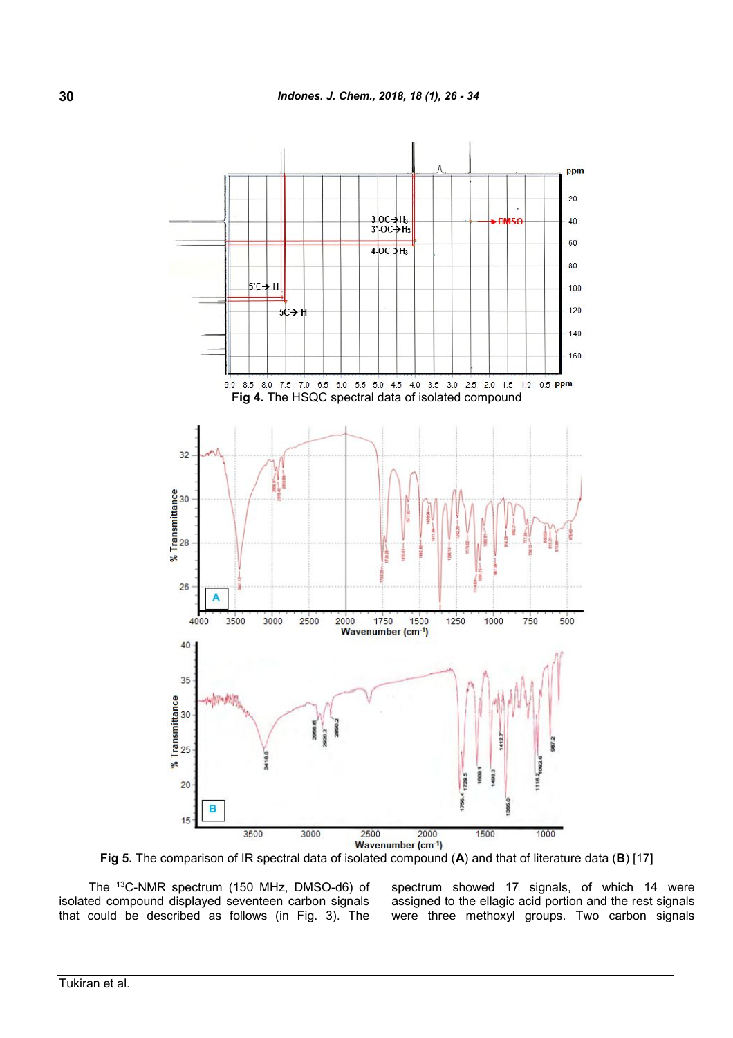Fig 4. The HSQC spectral data of isolated compound

Fig 5. The comparison of IR spectral data of isolated compound (**A**) and that of literature data (**B**) [17]

The $^{13}$C-NMR spectrum (150 MHz, DMSO-d6) of isolated compound displayed seventeen carbon signals that could be described as follows (in Fig. 3). The spectrum showed 17 signals, of which 14 were assigned to the ellagic acid portion and the rest signals were three methoxyl groups. Two carbon signals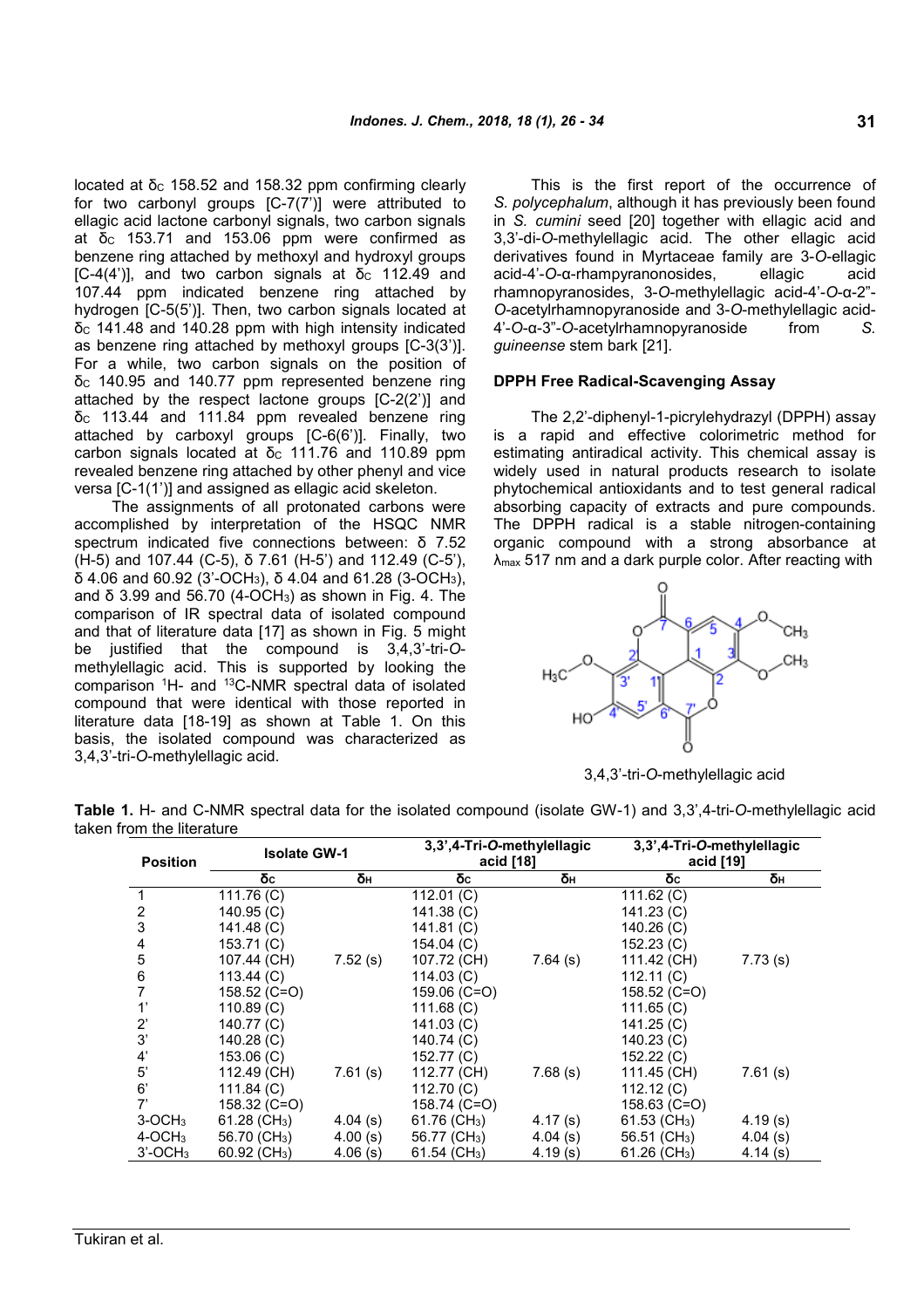located at $\delta_C$ 158.52 and 158.32 ppm confirming clearly for two carbonyl groups [C-7(7')] were attributed to ellagic acid lactone carbonyl signals, two carbon signals at $\delta_C$ 153.71 and 153.06 ppm were confirmed as benzene ring attached by methoxyl and hydroxyl groups [C-4(4')], and two carbon signals at $\delta_C$ 112.49 and 107.44 ppm indicated benzene ring attached by hydrogen [C-5(5')]. Then, two carbon signals located at $\delta_C$ 141.48 and 140.28 ppm with high intensity indicated as benzene ring attached by methoxyl groups [C-3(3')]. For a while, two carbon signals on the position of $\delta_C$ 140.95 and 140.77 ppm represented benzene ring attached by the respect lactone groups [C-2(2')] and $\delta_C$ 113.44 and 111.84 ppm revealed benzene ring attached by carboxyl groups [C-6(6')]. Finally, two carbon signals located at $\delta_C$ 111.76 and 110.89 ppm revealed benzene ring attached by other phenyl and vice versa [C-1(1')] and assigned as ellagic acid skeleton.

The assignments of all protonated carbons were accomplished by interpretation of the HSQC NMR spectrum indicated five connections between: δ 7.52 (H-5) and 107.44 (C-5), δ 7.61 (H-5') and 112.49 (C-5'), δ 4.06 and 60.92 (3'-$OCH_3$), δ 4.04 and 61.28 (3-$OCH_3$), and δ 3.99 and 56.70 (4-$OCH_3$) as shown in Fig. 4. The comparison of IR spectral data of isolated compound and that of literature data [17] as shown in Fig. 5 might be justified that the compound is 3,4,3'-tri-*O*-methylellagic acid. This is supported by looking the comparison $^1$H- and $^{13}$C-NMR spectral data of isolated compound that were identical with those reported in literature data [18-19] as shown at Table 1. On this basis, the isolated compound was characterized as 3,4,3'-tri-*O*-methylellagic acid.

This is the first report of the occurrence of *S. polycephalum*, although it has previously been found in *S. cumini* seed [20] together with ellagic acid and 3,3'-di-*O*-methylellagic acid. The other ellagic acid derivatives found in Myrtaceae family are 3-*O*-ellagic acid-4'-*O*-α-rhampyranonosides, ellagic acid rhamnopyranosides, 3-*O*-methylellagic acid-4'-*O*-α-2''-*O*-acetylrhamnopyranoside and 3-*O*-methylellagic acid-4'-*O*-α-3''-*O*-acetylrhamnopyranoside from *S. guineense* stem bark [21].

## DPPH Free Radical-Scavenging Assay

The 2,2'-diphenyl-1-picrylehydrazyl (DPPH) assay is a rapid and effective colorimetric method for estimating antiradical activity. This chemical assay is widely used in natural products research to isolate phytochemical antioxidants and to test general radical absorbing capacity of extracts and pure compounds. The DPPH radical is a stable nitrogen-containing organic compound with a strong absorbance at $\lambda_{max}$ 517 nm and a dark purple color. After reacting with

3,4,3'-tri-*O*-methylellagic acid

**Table 1.** H- and C-NMR spectral data for the isolated compound (isolate GW-1) and 3,3',4-tri-*O*-methylellagic acid taken from the literature

| Position | Isolate GW-1 | | 3,3',4-Tri-*O*-methylellagic acid [18] | | 3,3',4-Tri-*O*-methylellagic acid [19] | |
|---|---|---|---|---|---|---|
| | $\delta_C$ | $\delta_H$ | $\delta_C$ | $\delta_H$ | $\delta_C$ | $\delta_H$ |
| 1 | 111.76 (C) | | 112.01 (C) | | 111.62 (C) | |
| 2 | 140.95 (C) | | 141.38 (C) | | 141.23 (C) | |
| 3 | 141.48 (C) | | 141.81 (C) | | 140.26 (C) | |
| 4 | 153.71 (C) | | 154.04 (C) | | 152.23 (C) | |
| 5 | 107.44 (CH) | 7.52 (s) | 107.72 (CH) | 7.64 (s) | 111.42 (CH) | 7.73 (s) |
| 6 | 113.44 (C) | | 114.03 (C) | | 112.11 (C) | |
| 7 | 158.52 (C=O) | | 159.06 (C=O) | | 158.52 (C=O) | |
| 1' | 110.89 (C) | | 111.68 (C) | | 111.65 (C) | |
| 2' | 140.77 (C) | | 141.03 (C) | | 141.25 (C) | |
| 3' | 140.28 (C) | | 140.74 (C) | | 140.23 (C) | |
| 4' | 153.06 (C) | | 152.77 (C) | | 152.22 (C) | |
| 5' | 112.49 (CH) | 7.61 (s) | 112.77 (CH) | 7.68 (s) | 111.45 (CH) | 7.61 (s) |
| 6' | 111.84 (C) | | 112.70 (C) | | 112.12 (C) | |
| 7' | 158.32 (C=O) | | 158.74 (C=O) | | 158.63 (C=O) | |
| 3-$OCH_3$ | 61.28 ($CH_3$) | 4.04 (s) | 61.76 ($CH_3$) | 4.17 (s) | 61.53 ($CH_3$) | 4.19 (s) |
| 4-$OCH_3$ | 56.70 ($CH_3$) | 4.00 (s) | 56.77 ($CH_3$) | 4.04 (s) | 56.51 ($CH_3$) | 4.04 (s) |
| 3'-$OCH_3$ | 60.92 ($CH_3$) | 4.06 (s) | 61.54 ($CH_3$) | 4.19 (s) | 61.26 ($CH_3$) | 4.14 (s) |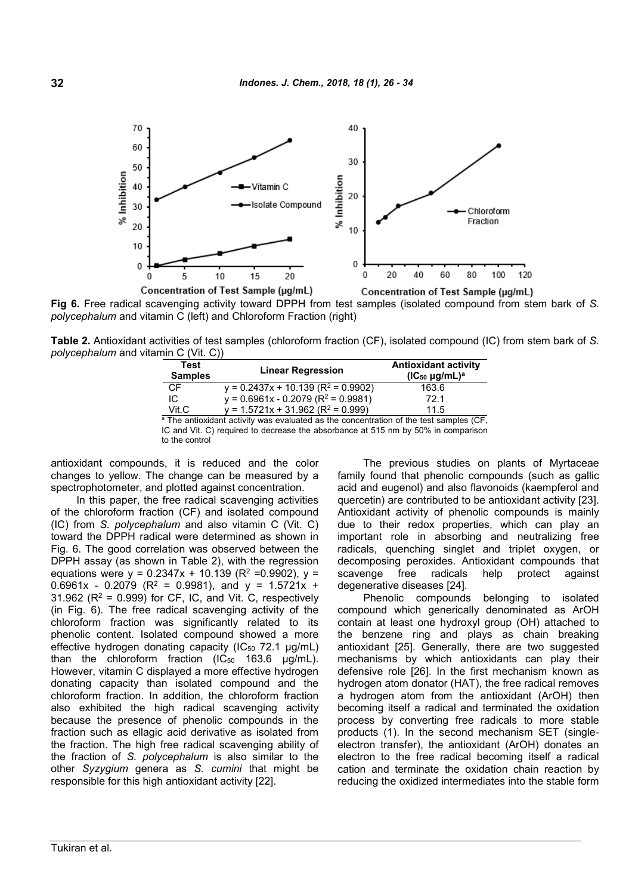Fig 6. Free radical scavenging activity toward DPPH from test samples (isolated compound from stem bark of *S. polycephalum* and vitamin C (left) and Chloroform Fraction (right)

**Table 2.** Antioxidant activities of test samples (chloroform fraction (CF), isolated compound (IC) from stem bark of *S. polycephalum* and vitamin C (Vit. C))

| Test Samples | Linear Regression | Antioxidant activity ($IC_{50}$ µg/mL)[a] |
|---|---|---|
| CF | $y = 0.2437x + 10.139$ ($R^2 = 0.9902$) | 163.6 |
| IC | $y = 0.6961x - 0.2079$ ($R^2 = 0.9981$) | 72.1 |
| Vit.C | $y = 1.5721x + 31.962$ ($R^2 = 0.999$) | 11.5 |

[a] The antioxidant activity was evaluated as the concentration of the test samples (CF, IC and Vit. C) required to decrease the absorbance at 515 nm by 50% in comparison to the control

antioxidant compounds, it is reduced and the color changes to yellow. The change can be measured by a spectrophotometer, and plotted against concentration.

In this paper, the free radical scavenging activities of the chloroform fraction (CF) and isolated compound (IC) from *S. polycephalum* and also vitamin C (Vit. C) toward the DPPH radical were determined as shown in Fig. 6. The good correlation was observed between the DPPH assay (as shown in Table 2), with the regression equations were $y = 0.2347x + 10.139$ ($R^2 = 0.9902$), $y = 0.6961x - 0.2079$ ($R^2 = 0.9981$), and $y = 1.5721x + 31.962$ ($R^2 = 0.999$) for CF, IC, and Vit. C, respectively (in Fig. 6). The free radical scavenging activity of the chloroform fraction was significantly related to its phenolic content. Isolated compound showed a more effective hydrogen donating capacity ($IC_{50}$ 72.1 µg/mL) than the chloroform fraction ($IC_{50}$ 163.6 µg/mL). However, vitamin C displayed a more effective hydrogen donating capacity than isolated compound and the chloroform fraction. In addition, the chloroform fraction also exhibited the high radical scavenging activity because the presence of phenolic compounds in the fraction such as ellagic acid derivative as isolated from the fraction. The high free radical scavenging ability of the fraction of *S. polycephalum* is also similar to the other *Syzygium* genera as *S. cumini* that might be responsible for this high antioxidant activity [22].

The previous studies on plants of Myrtaceae family found that phenolic compounds (such as gallic acid and eugenol) and also flavonoids (kaempferol and quercetin) are contributed to be antioxidant activity [23]. Antioxidant activity of phenolic compounds is mainly due to their redox properties, which can play an important role in absorbing and neutralizing free radicals, quenching singlet and triplet oxygen, or decomposing peroxides. Antioxidant compounds that scavenge free radicals help protect against degenerative diseases [24].

Phenolic compounds belonging to isolated compound which generically denominated as ArOH contain at least one hydroxyl group (OH) attached to the benzene ring and plays as chain breaking antioxidant [25]. Generally, there are two suggested mechanisms by which antioxidants can play their defensive role [26]. In the first mechanism known as hydrogen atom donator (HAT), the free radical removes a hydrogen atom from the antioxidant (ArOH) then becoming itself a radical and terminated the oxidation process by converting free radicals to more stable products (1). In the second mechanism SET (single-electron transfer), the antioxidant (ArOH) donates an electron to the free radical becoming itself a radical cation and terminate the oxidation chain reaction by reducing the oxidized intermediates into the stable form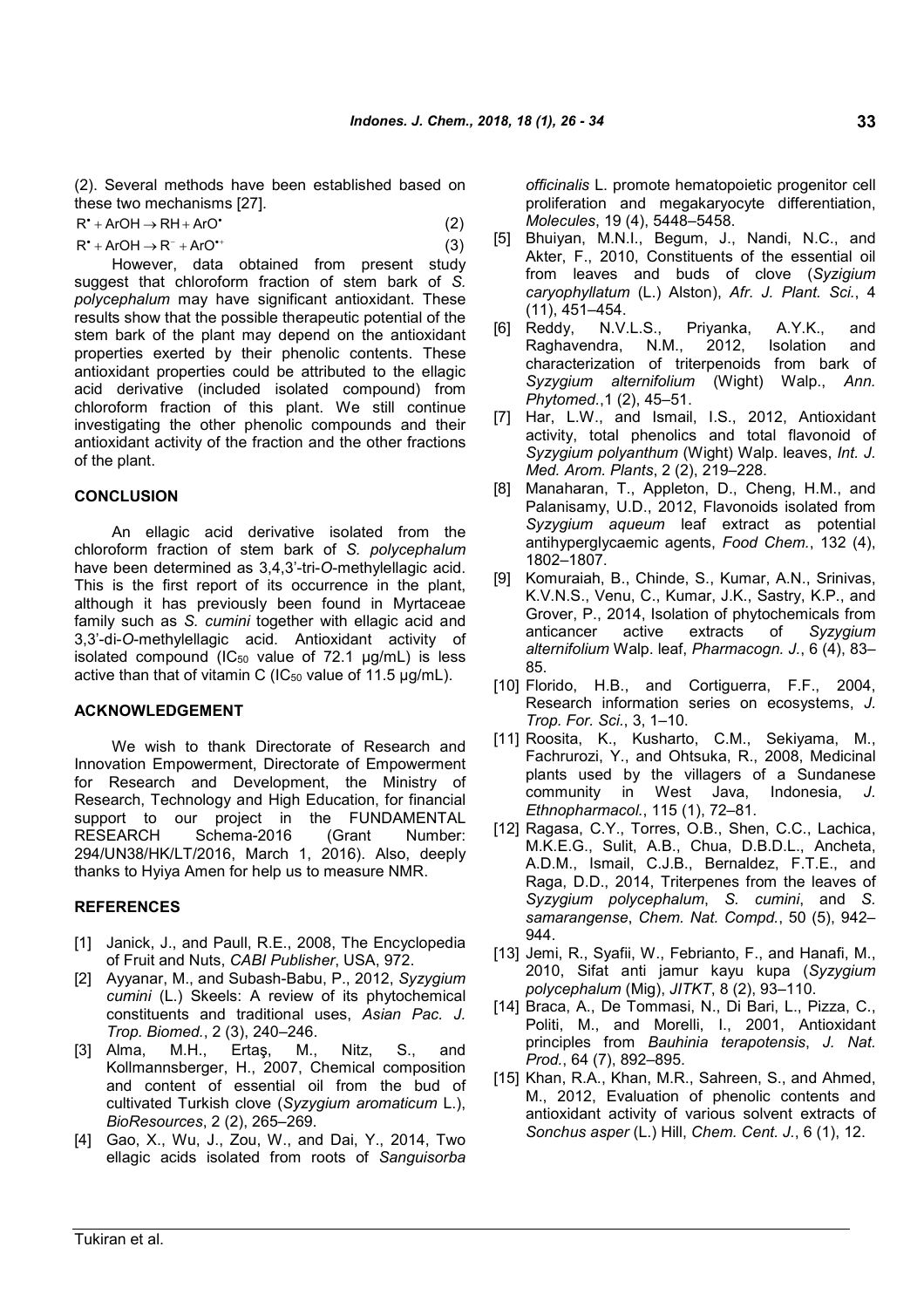(2). Several methods have been established based on these two mechanisms [27].

$$R^{\bullet} + ArOH \rightarrow RH + ArO^{\bullet} \quad (2)$$

$$R^{\bullet} + ArOH \rightarrow R^{-} + ArO^{\bullet +} \quad (3)$$

However, data obtained from present study suggest that chloroform fraction of stem bark of *S. polycephalum* may have significant antioxidant. These results show that the possible therapeutic potential of the stem bark of the plant may depend on the antioxidant properties exerted by their phenolic contents. These antioxidant properties could be attributed to the ellagic acid derivative (included isolated compound) from chloroform fraction of this plant. We still continue investigating the other phenolic compounds and their antioxidant activity of the fraction and the other fractions of the plant.

## CONCLUSION

An ellagic acid derivative isolated from the chloroform fraction of stem bark of *S. polycephalum* have been determined as 3,4,3'-tri-*O*-methylellagic acid. This is the first report of its occurrence in the plant, although it has previously been found in Myrtaceae family such as *S. cumini* together with ellagic acid and 3,3'-di-*O*-methylellagic acid. Antioxidant activity of isolated compound ($IC_{50}$ value of 72.1 µg/mL) is less active than that of vitamin C ($IC_{50}$ value of 11.5 µg/mL).

## ACKNOWLEDGEMENT

We wish to thank Directorate of Research and Innovation Empowerment, Directorate of Empowerment for Research and Development, the Ministry of Research, Technology and High Education, for financial support to our project in the FUNDAMENTAL RESEARCH Schema-2016 (Grant Number: 294/UN38/HK/LT/2016, March 1, 2016). Also, deeply thanks to Hyiya Amen for help us to measure NMR.

## REFERENCES

[1] Janick, J., and Paull, R.E., 2008, The Encyclopedia of Fruit and Nuts, *CABI Publisher*, USA, 972.

[2] Ayyanar, M., and Subash-Babu, P., 2012, *Syzygium cumini* (L.) Skeels: A review of its phytochemical constituents and traditional uses, *Asian Pac. J. Trop. Biomed.*, 2 (3), 240–246.

[3] Alma, M.H., Ertaş, M., Nitz, S., and Kollmannsberger, H., 2007, Chemical composition and content of essential oil from the bud of cultivated Turkish clove (*Syzygium aromaticum* L.), *BioResources*, 2 (2), 265–269.

[4] Gao, X., Wu, J., Zou, W., and Dai, Y., 2014, Two ellagic acids isolated from roots of *Sanguisorba officinalis* L. promote hematopoietic progenitor cell proliferation and megakaryocyte differentiation, *Molecules*, 19 (4), 5448–5458.

[5] Bhuiyan, M.N.I., Begum, J., Nandi, N.C., and Akter, F., 2010, Constituents of the essential oil from leaves and buds of clove (*Syzigium caryophyllatum* (L.) Alston), *Afr. J. Plant. Sci.*, 4 (11), 451–454.

[6] Reddy, N.V.L.S., Priyanka, A.Y.K., and Raghavendra, N.M., 2012, Isolation and characterization of triterpenoids from bark of *Syzygium alternifolium* (Wight) Walp., *Ann. Phytomed.*,1 (2), 45–51.

[7] Har, L.W., and Ismail, I.S., 2012, Antioxidant activity, total phenolics and total flavonoid of *Syzygium polyanthum* (Wight) Walp. leaves, *Int. J. Med. Arom. Plants*, 2 (2), 219–228.

[8] Manaharan, T., Appleton, D., Cheng, H.M., and Palanisamy, U.D., 2012, Flavonoids isolated from *Syzygium aqueum* leaf extract as potential antihyperglycaemic agents, *Food Chem.*, 132 (4), 1802–1807.

[9] Komuraiah, B., Chinde, S., Kumar, A.N., Srinivas, K.V.N.S., Venu, C., Kumar, J.K., Sastry, K.P., and Grover, P., 2014, Isolation of phytochemicals from anticancer active extracts of *Syzygium alternifolium* Walp. leaf, *Pharmacogn. J.*, 6 (4), 83–85.

[10] Florido, H.B., and Cortiguerra, F.F., 2004, Research information series on ecosystems, *J. Trop. For. Sci.*, 3, 1–10.

[11] Roosita, K., Kusharto, C.M., Sekiyama, M., Fachrurozi, Y., and Ohtsuka, R., 2008, Medicinal plants used by the villagers of a Sundanese community in West Java, Indonesia, *J. Ethnopharmacol.*, 115 (1), 72–81.

[12] Ragasa, C.Y., Torres, O.B., Shen, C.C., Lachica, M.K.E.G., Sulit, A.B., Chua, D.B.D.L., Ancheta, A.D.M., Ismail, C.J.B., Bernaldez, F.T.E., and Raga, D.D., 2014, Triterpenes from the leaves of *Syzygium polycephalum*, *S. cumini*, and *S. samarangense*, *Chem. Nat. Compd.*, 50 (5), 942–944.

[13] Jemi, R., Syafii, W., Febrianto, F., and Hanafi, M., 2010, Sifat anti jamur kayu kupa (*Syzygium polycephalum* (Mig), *JITKT*, 8 (2), 93–110.

[14] Braca, A., De Tommasi, N., Di Bari, L., Pizza, C., Politi, M., and Morelli, I., 2001, Antioxidant principles from *Bauhinia terapotensis*, *J. Nat. Prod.*, 64 (7), 892–895.

[15] Khan, R.A., Khan, M.R., Sahreen, S., and Ahmed, M., 2012, Evaluation of phenolic contents and antioxidant activity of various solvent extracts of *Sonchus asper* (L.) Hill, *Chem. Cent. J.*, 6 (1), 12.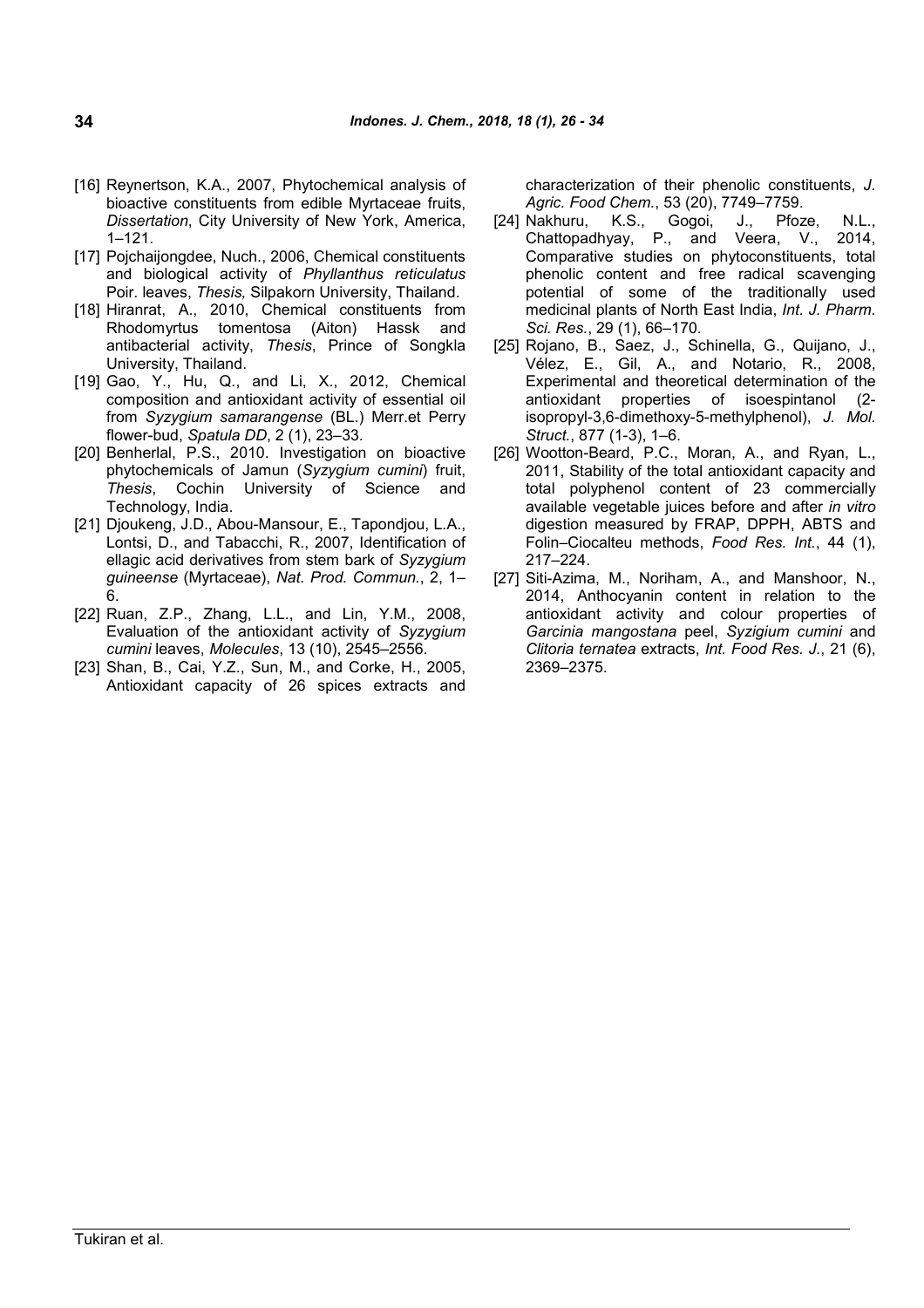[16] Reynertson, K.A., 2007, Phytochemical analysis of bioactive constituents from edible Myrtaceae fruits, *Dissertation*, City University of New York, America, 1–121.

[17] Pojchaijongdee, Nuch., 2006, Chemical constituents and biological activity of *Phyllanthus reticulatus* Poir. leaves, *Thesis,* Silpakorn University, Thailand.

[18] Hiranrat, A., 2010, Chemical constituents from Rhodomyrtus tomentosa (Aiton) Hassk and antibacterial activity, *Thesis*, Prince of Songkla University, Thailand.

[19] Gao, Y., Hu, Q., and Li, X., 2012, Chemical composition and antioxidant activity of essential oil from *Syzygium samarangense* (BL.) Merr.et Perry flower-bud, *Spatula DD*, 2 (1), 23–33.

[20] Benherlal, P.S., 2010. Investigation on bioactive phytochemicals of Jamun (*Syzygium cumini*) fruit, *Thesis*, Cochin University of Science and Technology, India.

[21] Djoukeng, J.D., Abou-Mansour, E., Tapondjou, L.A., Lontsi, D., and Tabacchi, R., 2007, Identification of ellagic acid derivatives from stem bark of *Syzygium guineense* (Myrtaceae), *Nat. Prod. Commun.*, 2, 1–6.

[22] Ruan, Z.P., Zhang, L.L., and Lin, Y.M., 2008, Evaluation of the antioxidant activity of *Syzygium cumini* leaves, *Molecules*, 13 (10), 2545–2556.

[23] Shan, B., Cai, Y.Z., Sun, M., and Corke, H., 2005, Antioxidant capacity of 26 spices extracts and characterization of their phenolic constituents, *J. Agric. Food Chem.*, 53 (20), 7749–7759.

[24] Nakhuru, K.S., Gogoi, J., Pfoze, N.L., Chattopadhyay, P., and Veera, V., 2014, Comparative studies on phytoconstituents, total phenolic content and free radical scavenging potential of some of the traditionally used medicinal plants of North East India, *Int. J. Pharm. Sci. Res.*, 29 (1), 66–170.

[25] Rojano, B., Saez, J., Schinella, G., Quijano, J., Vélez, E., Gil, A., and Notario, R., 2008, Experimental and theoretical determination of the antioxidant properties of isoespintanol (2-isopropyl-3,6-dimethoxy-5-methylphenol), *J. Mol. Struct.*, 877 (1-3), 1–6.

[26] Wootton-Beard, P.C., Moran, A., and Ryan, L., 2011, Stability of the total antioxidant capacity and total polyphenol content of 23 commercially available vegetable juices before and after *in vitro* digestion measured by FRAP, DPPH, ABTS and Folin–Ciocalteu methods, *Food Res. Int.*, 44 (1), 217–224.

[27] Siti-Azima, M., Noriham, A., and Manshoor, N., 2014, Anthocyanin content in relation to the antioxidant activity and colour properties of *Garcinia mangostana* peel, *Syzigium cumini* and *Clitoria ternatea* extracts, *Int. Food Res. J.*, 21 (6), 2369–2375.